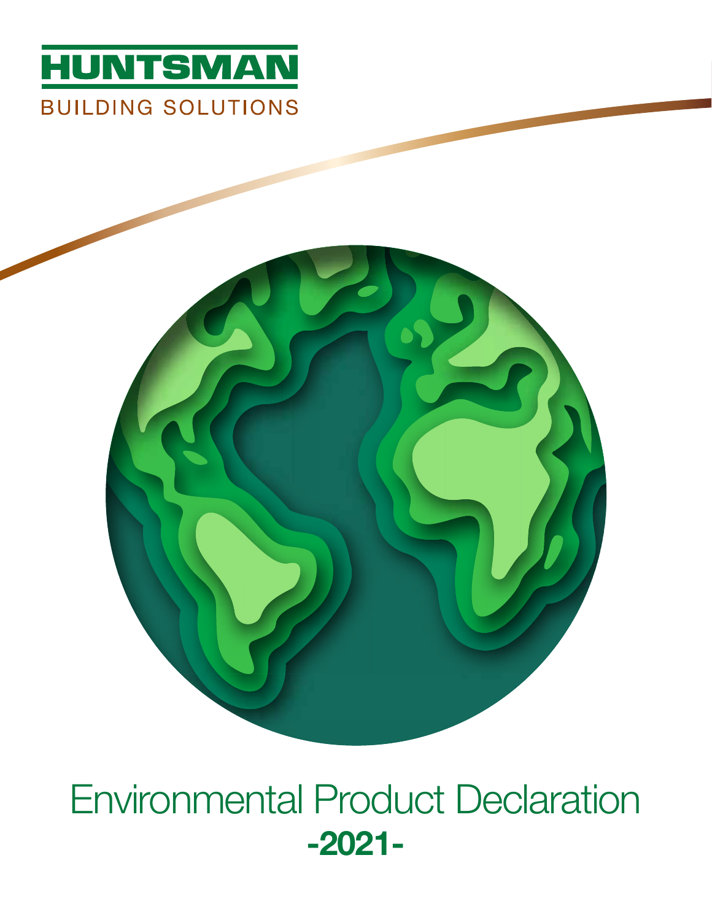HUNTSMAN

BUILDING SOLUTIONS

# Environmental Product Declaration

**-2021-**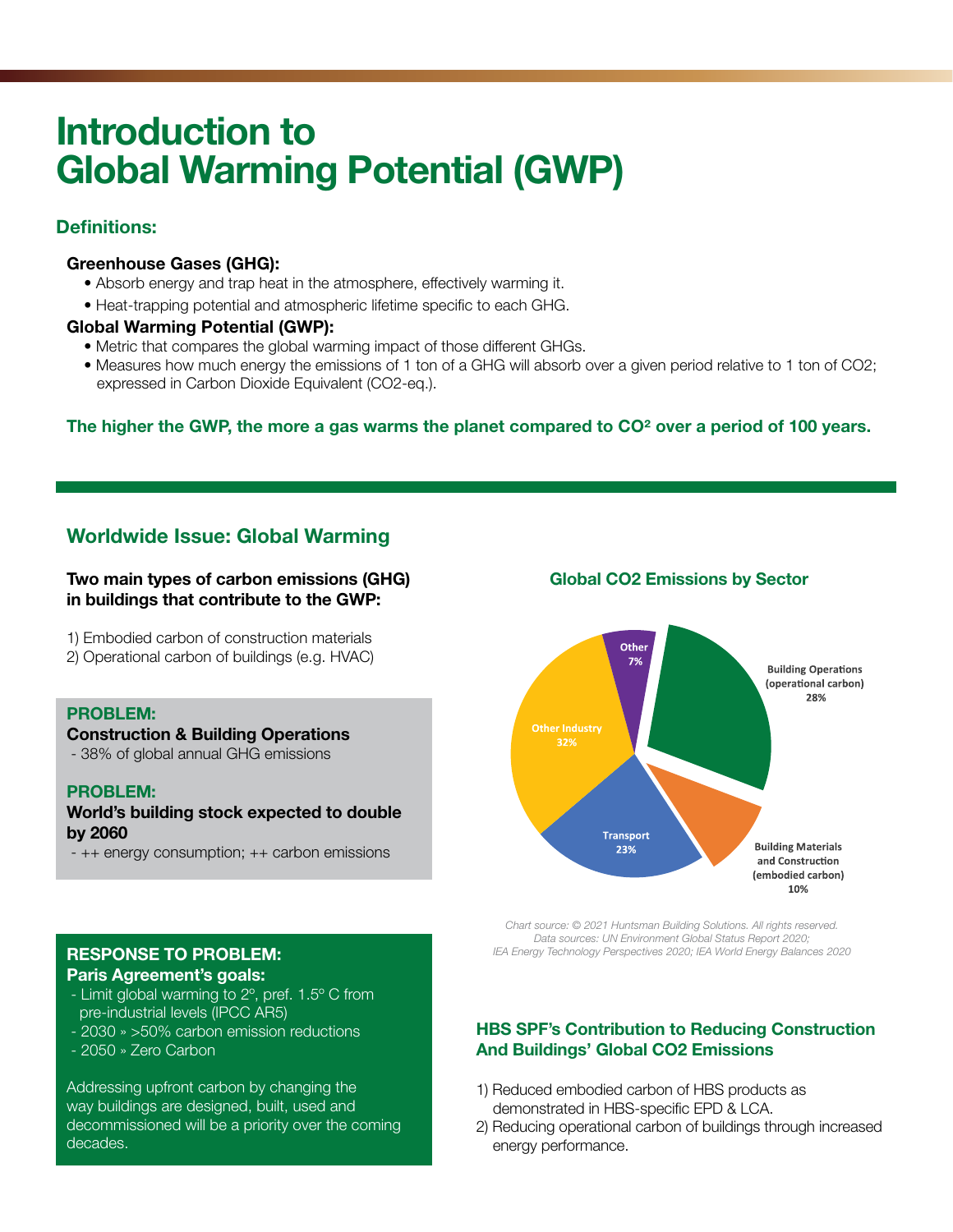# Introduction to Global Warming Potential (GWP)

### Definitions:

**Greenhouse Gases (GHG):**

- Absorb energy and trap heat in the atmosphere, effectively warming it.
- Heat-trapping potential and atmospheric lifetime specific to each GHG.

**Global Warming Potential (GWP):**

- Metric that compares the global warming impact of those different GHGs.
- Measures how much energy the emissions of 1 ton of a GHG will absorb over a given period relative to 1 ton of $CO_2$; expressed in Carbon Dioxide Equivalent ($CO_2$-eq.).

**The higher the GWP, the more a gas warms the planet compared to $CO^2$ over a period of 100 years.**

## Worldwide Issue: Global Warming

**Two main types of carbon emissions (GHG) in buildings that contribute to the GWP:**

1) Embodied carbon of construction materials
2) Operational carbon of buildings (e.g. HVAC)

**PROBLEM:**
**Construction & Building Operations**
- 38% of global annual GHG emissions

**PROBLEM:**
**World's building stock expected to double by 2060**
- ++ energy consumption; ++ carbon emissions

**RESPONSE TO PROBLEM:**
**Paris Agreement's goals:**
- Limit global warming to 2°, pref. 1.5° C from pre-industrial levels (IPCC AR5)
- 2030 » >50% carbon emission reductions
- 2050 » Zero Carbon

Addressing upfront carbon by changing the way buildings are designed, built, used and decommissioned will be a priority over the coming decades.

### Global CO2 Emissions by Sector

| Sector | Share |
|---|---|
| Building Operations (operational carbon) | 28% |
| Building Materials and Construction (embodied carbon) | 10% |
| Transport | 23% |
| Other Industry | 32% |
| Other | 7% |

*Chart source: © 2021 Huntsman Building Solutions. All rights reserved. Data sources: UN Environment Global Status Report 2020; IEA Energy Technology Perspectives 2020; IEA World Energy Balances 2020*

### HBS SPF's Contribution to Reducing Construction And Buildings' Global CO2 Emissions

1) Reduced embodied carbon of HBS products as demonstrated in HBS-specific EPD & LCA.
2) Reducing operational carbon of buildings through increased energy performance.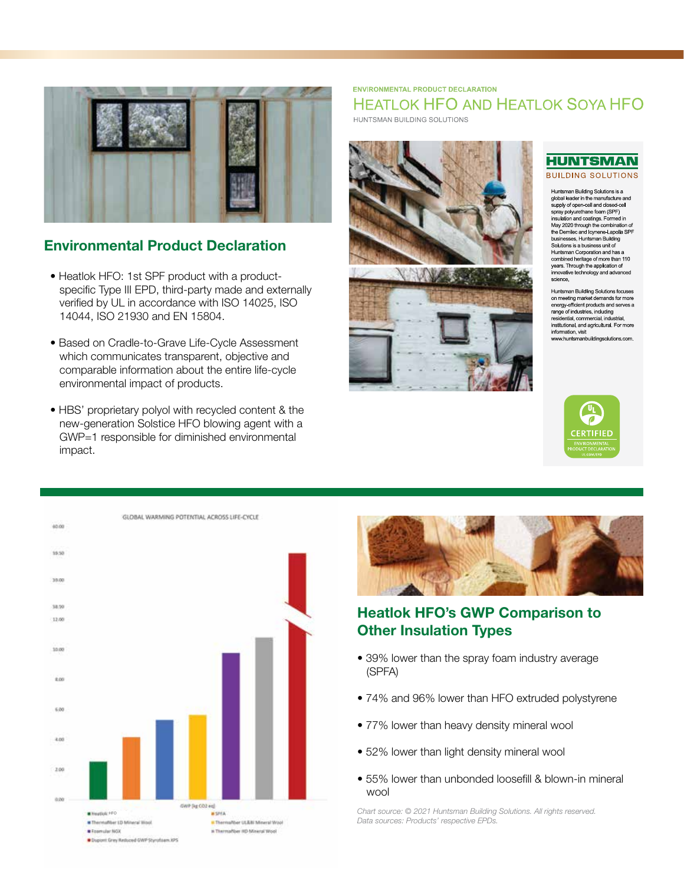## Environmental Product Declaration

- Heatlok HFO: 1st SPF product with a product-specific Type III EPD, third-party made and externally verified by UL in accordance with ISO 14025, ISO 14044, ISO 21930 and EN 15804.
- Based on Cradle-to-Grave Life-Cycle Assessment which communicates transparent, objective and comparable information about the entire life-cycle environmental impact of products.
- HBS' proprietary polyol with recycled content & the new-generation Solstice HFO blowing agent with a GWP=1 responsible for diminished environmental impact.

ENVIRONMENTAL PRODUCT DECLARATION

# HEATLOK HFO AND HEATLOK SOYA HFO

HUNTSMAN BUILDING SOLUTIONS

**HUNTSMAN**
BUILDING SOLUTIONS

Huntsman Building Solutions is a global leader in the manufacture and supply of open-cell and closed-cell spray polyurethane foam (SPF) insulation and coatings. Formed in May 2020 through the combination of the Demilec and Icynene-Lapolla SPF businesses, Huntsman Building Solutions is a business unit of Huntsman Corporation and has a combined heritage of more than 110 years. Through the application of innovative technology and advanced science,

Huntsman Building Solutions focuses on meeting market demands for more energy-efficient products and serves a range of industries, including residential, commercial, industrial, institutional, and agricultural. For more information, visit www.huntsmanbuildingsolutions.com.

UL CERTIFIED ENVIRONMENTAL PRODUCT DECLARATION UL.COM/EPD

GLOBAL WARMING POTENTIAL ACROSS LIFE-CYCLE

GWP [kg CO2 eq]

- Heatlok HFO
- SPFA
- Thermafiber LD Mineral Wool
- Thermafiber ULB&I Mineral Wool
- Foamular NGX
- Thermafiber HD Mineral Wool
- Dupont Grey Reduced GWP Styrofoam XPS

## Heatlok HFO's GWP Comparison to Other Insulation Types

- 39% lower than the spray foam industry average (SPFA)
- 74% and 96% lower than HFO extruded polystyrene
- 77% lower than heavy density mineral wool
- 52% lower than light density mineral wool
- 55% lower than unbonded loosefill & blown-in mineral wool

*Chart source: © 2021 Huntsman Building Solutions. All rights reserved.*
*Data sources: Products' respective EPDs.*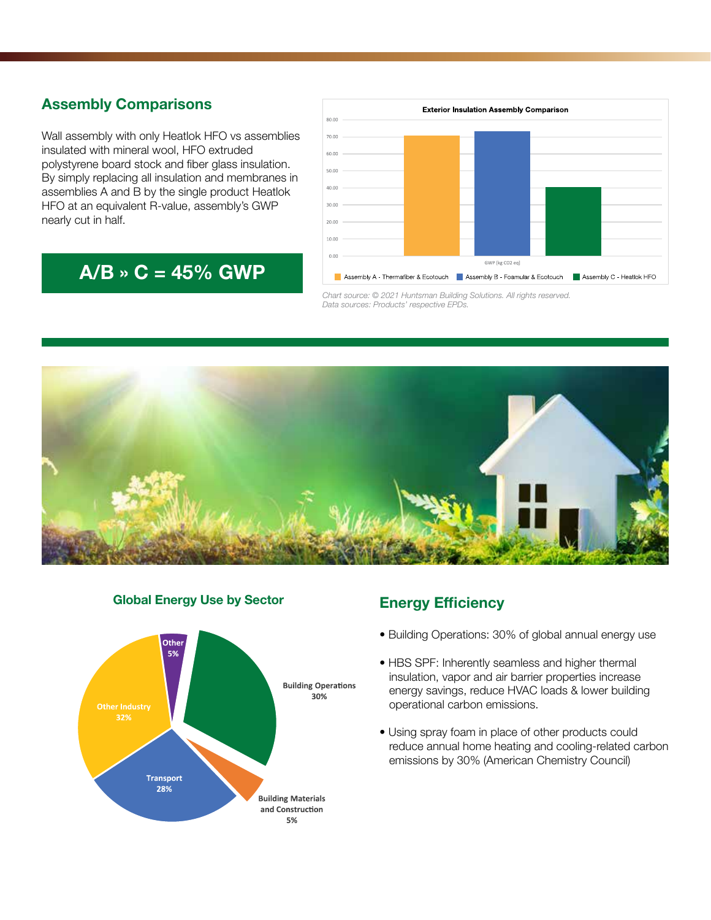## Assembly Comparisons

Wall assembly with only Heatlok HFO vs assemblies insulated with mineral wool, HFO extruded polystyrene board stock and fiber glass insulation. By simply replacing all insulation and membranes in assemblies A and B by the single product Heatlok HFO at an equivalent R-value, assembly's GWP nearly cut in half.

**A/B » C = 45% GWP**

**Exterior Insulation Assembly Comparison**

GWP [kg CO2 eq]

Assembly A - Thermafiber & Ecotouch | Assembly B - Foamular & Ecotouch | Assembly C - Heatlok HFO

*Chart source: © 2021 Huntsman Building Solutions. All rights reserved.*
*Data sources: Products' respective EPDs.*

### Global Energy Use by Sector

| Sector | Share |
|---|---|
| Building Operations | 30% |
| Building Materials and Construction | 5% |
| Transport | 28% |
| Other Industry | 32% |
| Other | 5% |

## Energy Efficiency

- Building Operations: 30% of global annual energy use
- HBS SPF: Inherently seamless and higher thermal insulation, vapor and air barrier properties increase energy savings, reduce HVAC loads & lower building operational carbon emissions.
- Using spray foam in place of other products could reduce annual home heating and cooling-related carbon emissions by 30% (American Chemistry Council)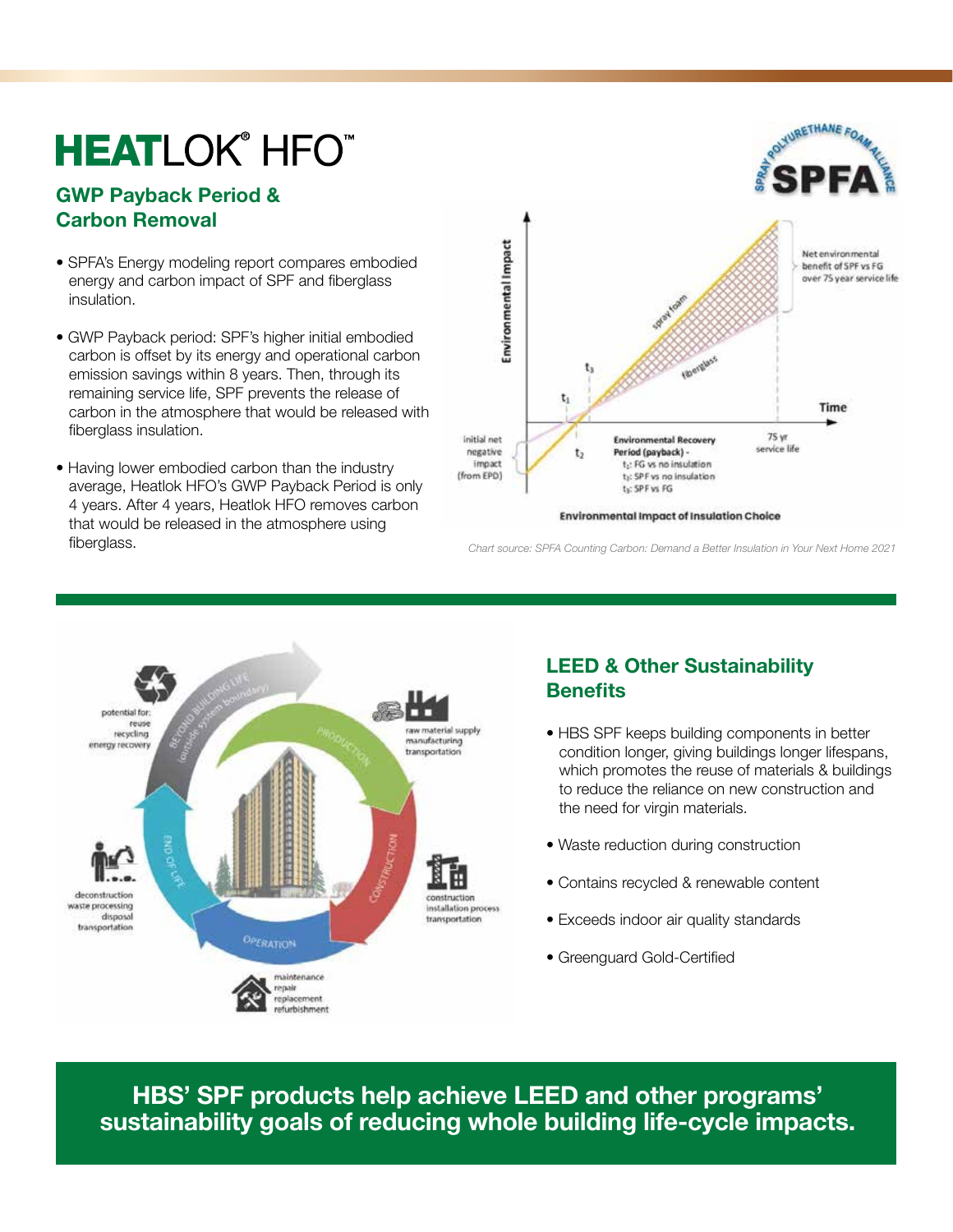# HEATLOK® HFO™

## GWP Payback Period & Carbon Removal

- SPFA's Energy modeling report compares embodied energy and carbon impact of SPF and fiberglass insulation.
- GWP Payback period: SPF's higher initial embodied carbon is offset by its energy and operational carbon emission savings within 8 years. Then, through its remaining service life, SPF prevents the release of carbon in the atmosphere that would be released with fiberglass insulation.
- Having lower embodied carbon than the industry average, Heatlok HFO's GWP Payback Period is only 4 years. After 4 years, Heatlok HFO removes carbon that would be released in the atmosphere using fiberglass.

*Chart source: SPFA Counting Carbon: Demand a Better Insulation in Your Next Home 2021*

## LEED & Other Sustainability Benefits

- HBS SPF keeps building components in better condition longer, giving buildings longer lifespans, which promotes the reuse of materials & buildings to reduce the reliance on new construction and the need for virgin materials.
- Waste reduction during construction
- Contains recycled & renewable content
- Exceeds indoor air quality standards
- Greenguard Gold-Certified

**HBS' SPF products help achieve LEED and other programs' sustainability goals of reducing whole building life-cycle impacts.**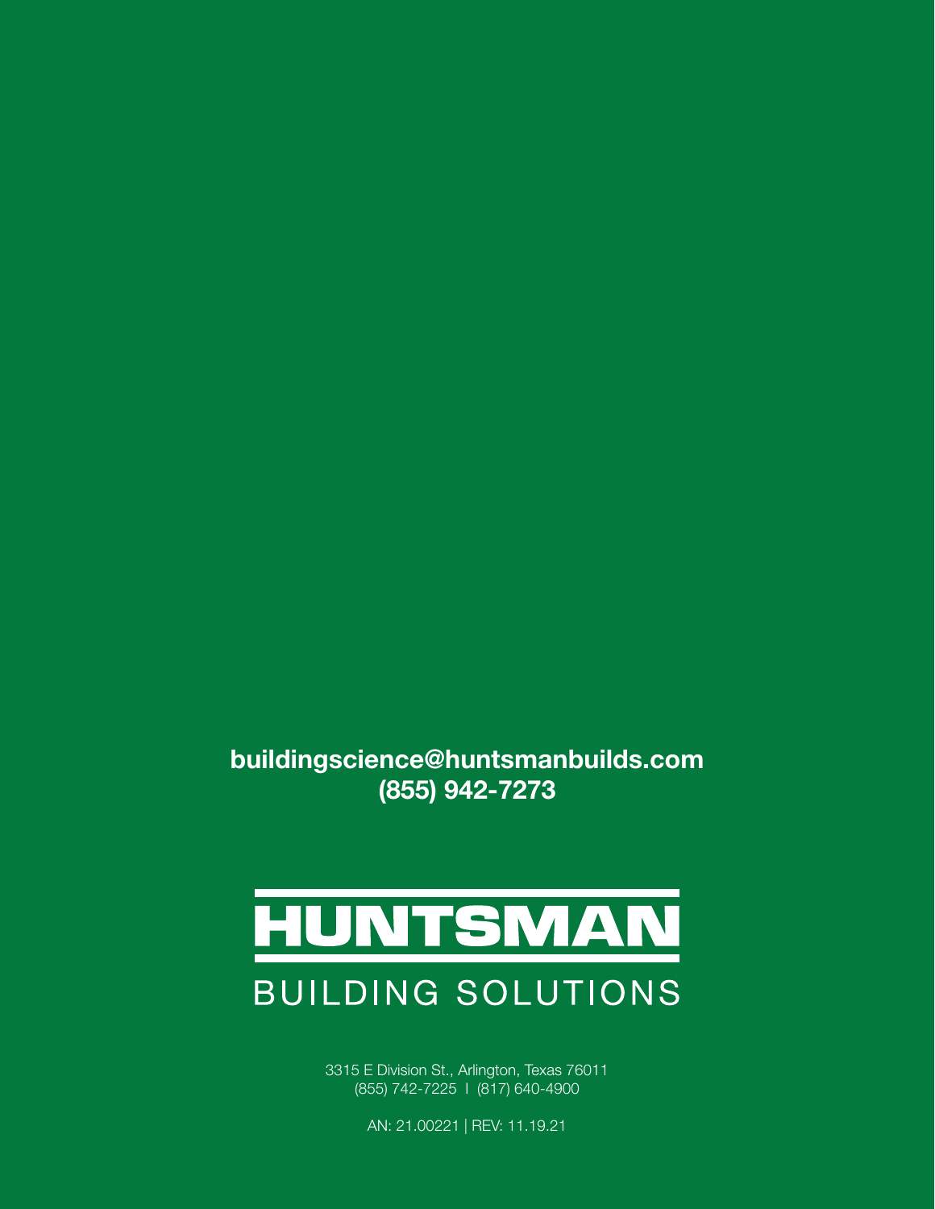**buildingscience@huntsmanbuilds.com**
**(855) 942-7273**

HUNTSMAN

BUILDING SOLUTIONS

3315 E Division St., Arlington, Texas 76011
(855) 742-7225 I (817) 640-4900

AN: 21.00221 | REV: 11.19.21